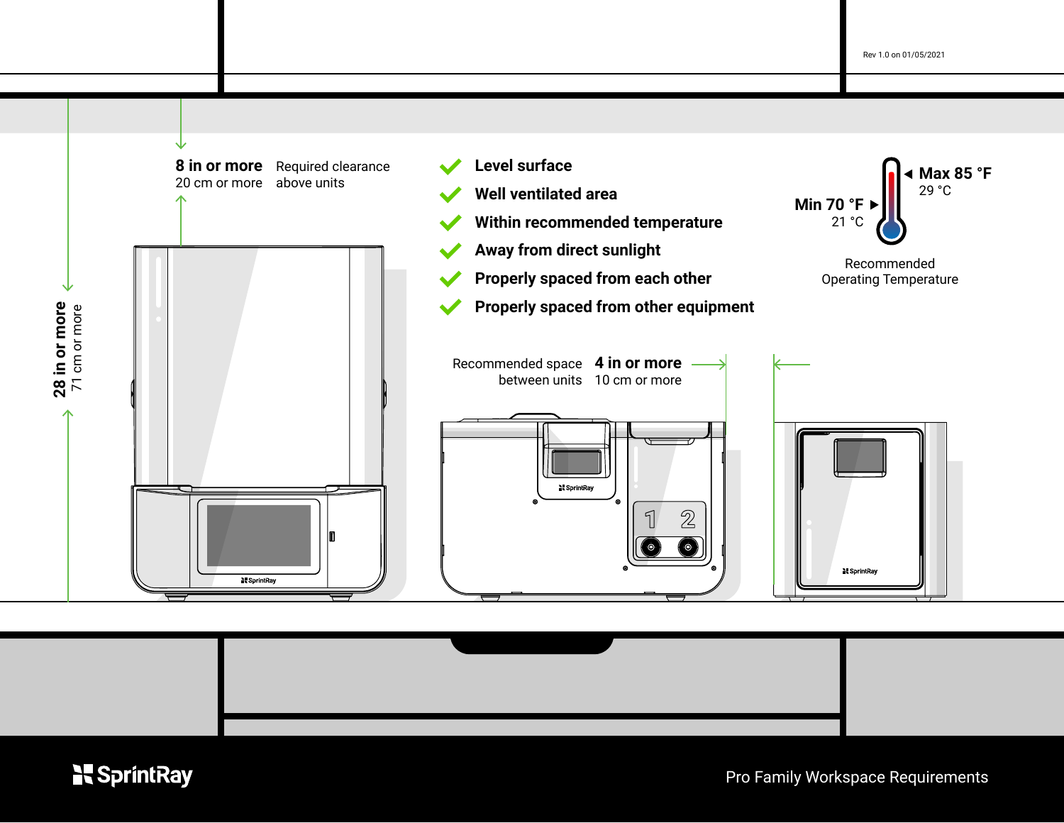Rev 1.0 on 01/05/2021

# Pro Family Workspace Requirements

**8 in or more** Required clearance above units
20 cm or more

**28 in or more**
71 cm or more

- **Level surface**
- **Well ventilated area**
- **Within recommended temperature**
- **Away from direct sunlight**
- **Properly spaced from each other**
- **Properly spaced from other equipment**

**Max 85 °F**
29 °C

**Min 70 °F**
21 °C

Recommended Operating Temperature

Recommended space between units **4 in or more**
10 cm or more

SprintRay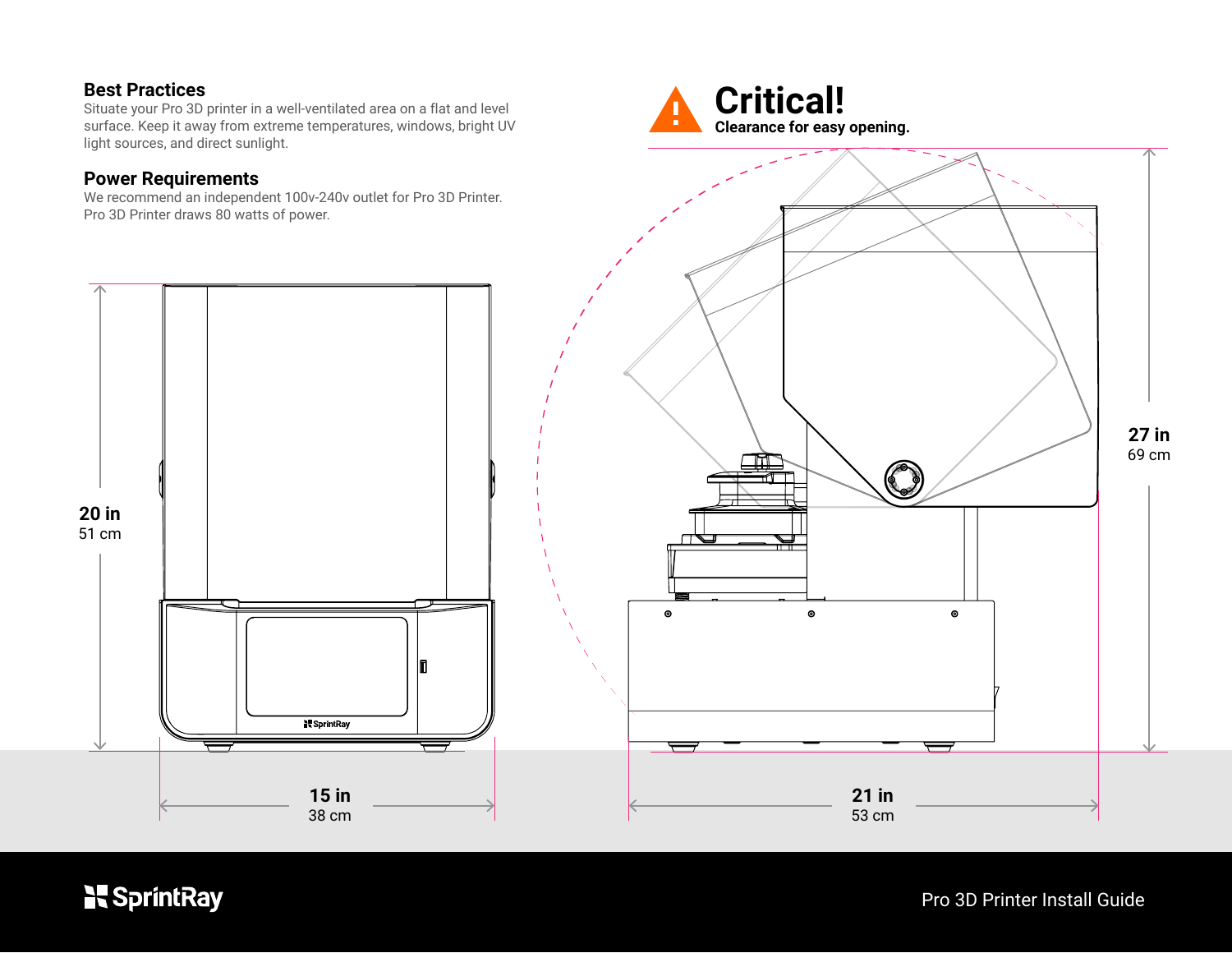## Best Practices

Situate your Pro 3D printer in a well-ventilated area on a flat and level surface. Keep it away from extreme temperatures, windows, bright UV light sources, and direct sunlight.

## Power Requirements

We recommend an independent 100v-240v outlet for Pro 3D Printer. Pro 3D Printer draws 80 watts of power.

## Critical!

**Clearance for easy opening.**

20 in
51 cm

15 in
38 cm

27 in
69 cm

21 in
53 cm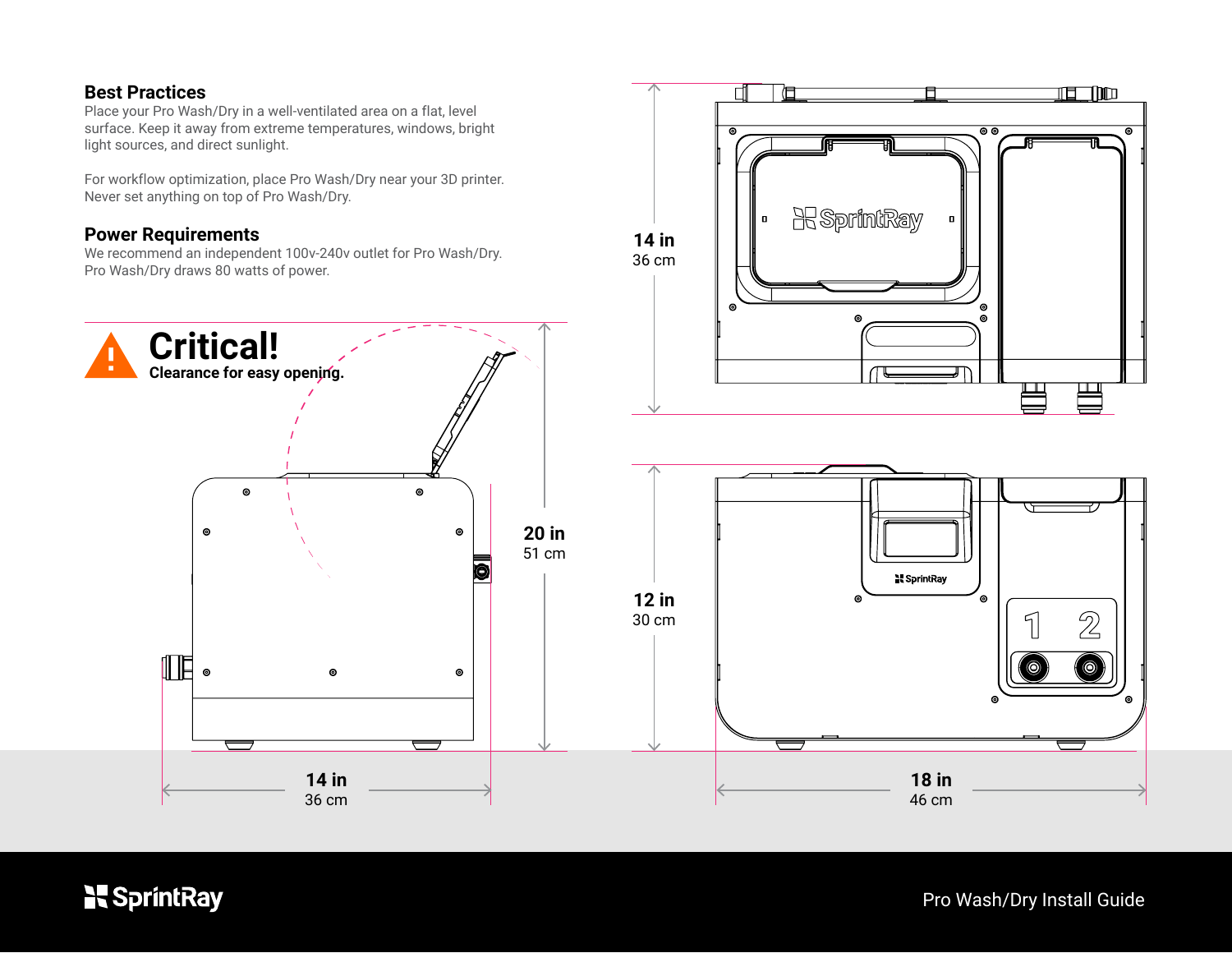## Best Practices

Place your Pro Wash/Dry in a well-ventilated area on a flat, level surface. Keep it away from extreme temperatures, windows, bright light sources, and direct sunlight.

For workflow optimization, place Pro Wash/Dry near your 3D printer. Never set anything on top of Pro Wash/Dry.

## Power Requirements

We recommend an independent 100v-240v outlet for Pro Wash/Dry. Pro Wash/Dry draws 80 watts of power.

## Critical!

**Clearance for easy opening.**

20 in
51 cm

14 in
36 cm

14 in
36 cm

12 in
30 cm

18 in
46 cm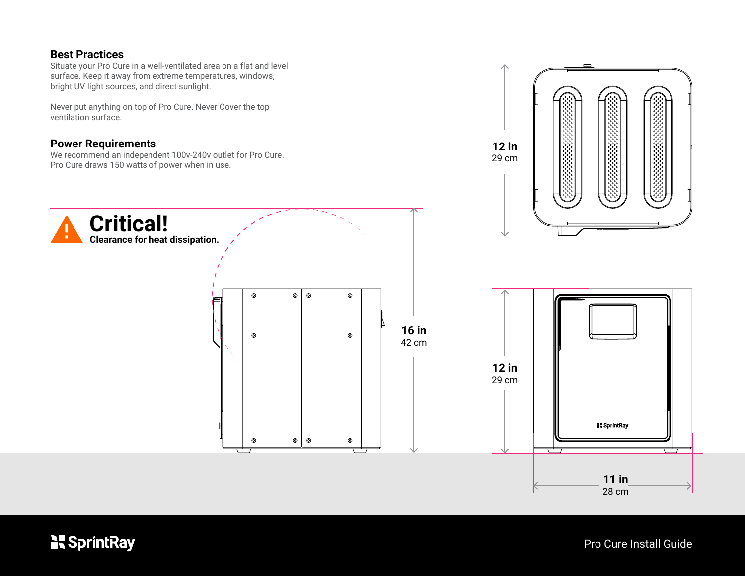## Best Practices

Situate your Pro Cure in a well-ventilated area on a flat and level surface. Keep it away from extreme temperatures, windows, bright UV light sources, and direct sunlight.

Never put anything on top of Pro Cure. Never Cover the top ventilation surface.

## Power Requirements

We recommend an independent 100v-240v outlet for Pro Cure. Pro Cure draws 150 watts of power when in use.

## Critical!

**Clearance for heat dissipation.**

16 in
42 cm

12 in
29 cm

12 in
29 cm

11 in
28 cm

Pro Cure Install Guide